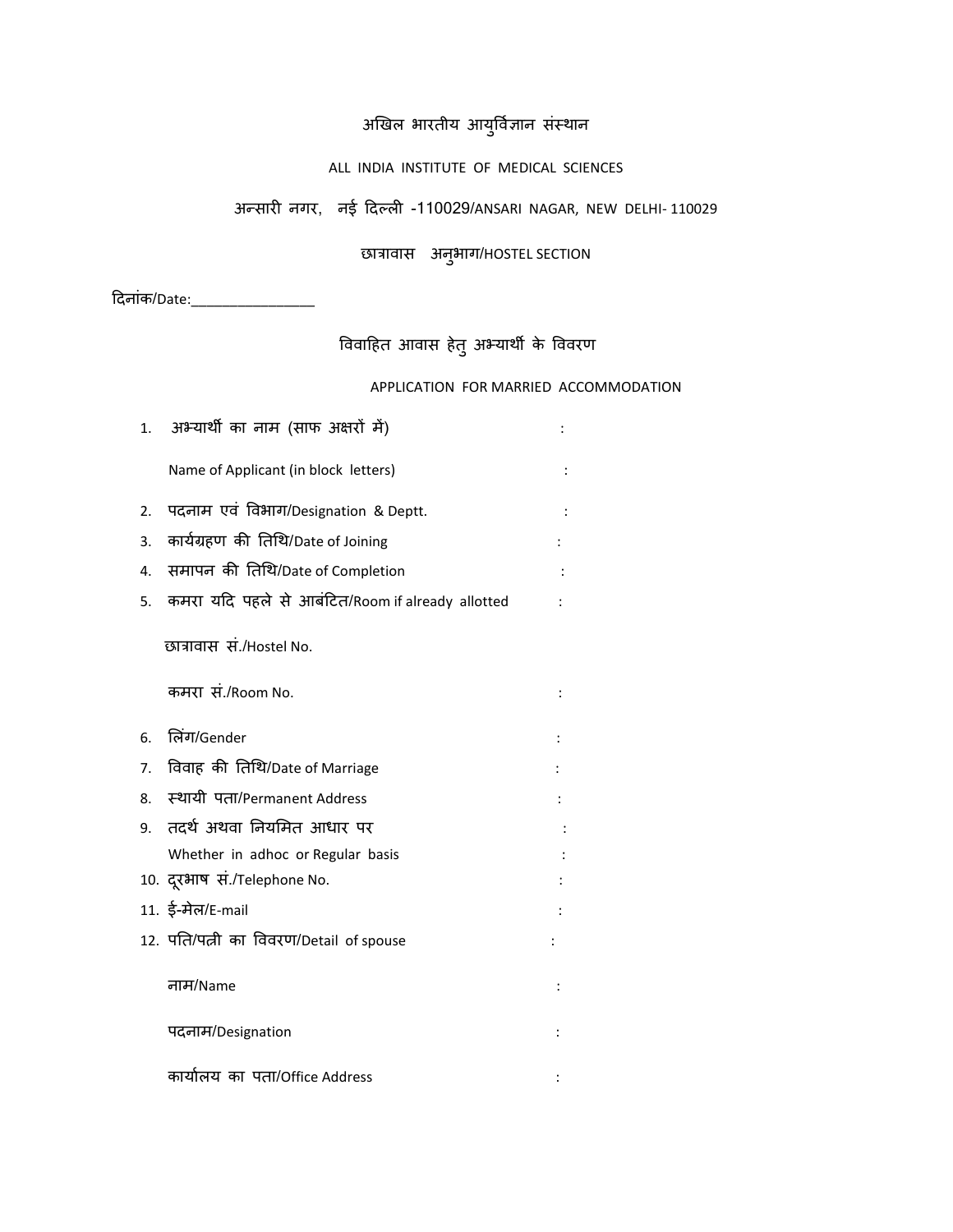# अखिल भारतीय आयुर्विज्ञान संस्थान

## ALL INDIA INSTITUTE OF MEDICAL SCIENCES

अन्सारी नगर, नई दिल्ली -110029/ANSARI NAGAR, NEW DELHI- 110029

छात्रावास अनुभाग/HOSTEL SECTION

दिनांक/Date:________________

## विवाहित आवास हेतु अभ्यार्थी के विवरण

## APPLICATION FOR MARRIED ACCOMMODATION

1. अभ्यार्थी का नाम (साफ अक्षरों में) :

   Name of Applicant (in block letters) :

2. पदनाम एवं विभाग/Designation & Deptt. :
3. कार्यग्रहण की तिथि/Date of Joining :
4. समापन की तिथि/Date of Completion :
5. कमरा यदि पहले से आबंटित/Room if already allotted :

   छात्रावास सं./Hostel No.

   कमरा सं./Room No. :

6. लिंग/Gender :
7. विवाह की तिथि/Date of Marriage :
8. स्थायी पता/Permanent Address :
9. तदर्थ अथवा नियमित आधार पर :

   Whether in adhoc or Regular basis :

10. दूरभाष सं./Telephone No. :
11. ई-मेल/E-mail :
12. पति/पत्नी का विवरण/Detail of spouse :

    नाम/Name :

    पदनाम/Designation :

    कार्यालय का पता/Office Address :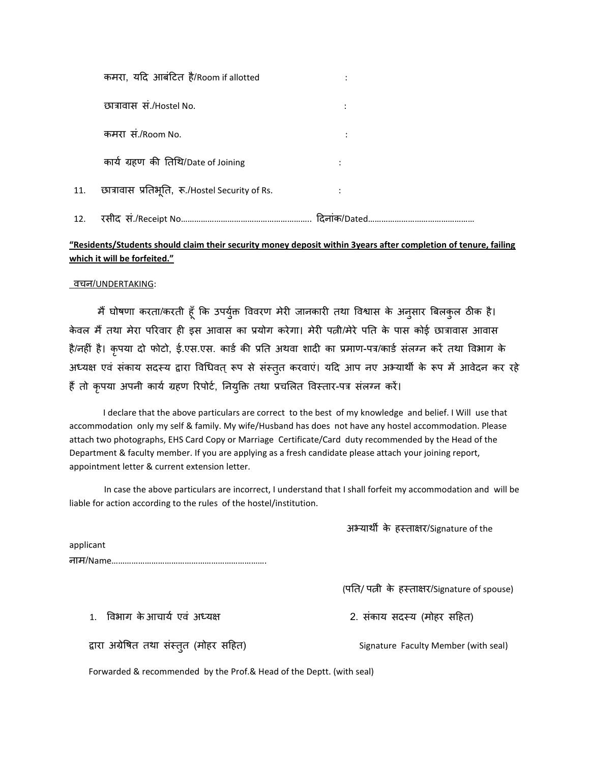कमरा, यदि आबंटित है/Room if allotted :

छात्रावास सं./Hostel No. :

कमरा सं./Room No. :

कार्य ग्रहण की तिथि/Date of Joining :

11. छात्रावास प्रतिभूति, रू./Hostel Security of Rs. :

12. रसीद सं./Receipt No…………………………………………………. दिनांक/Dated…………………………………………

**<u>"Residents/Students should claim their security money deposit within 3years after completion of tenure, failing which it will be forfeited."</u>**

<u>वचन/UNDERTAKING</u>:

मैं घोषणा करता/करती हूँ कि उपर्युक्त विवरण मेरी जानकारी तथा विश्वास के अनुसार बिलकुल ठीक है। केवल मैं तथा मेरा परिवार ही इस आवास का प्रयोग करेगा। मेरी पत्नी/मेरे पति के पास कोई छात्रावास आवास है/नहीं है। कृपया दो फोटो, ई.एस.एस. कार्ड की प्रति अथवा शादी का प्रमाण-पत्र/कार्ड संलग्न करें तथा विभाग के अध्यक्ष एवं संकाय सदस्य द्वारा विधिवत् रूप से संस्तुत करवाएं। यदि आप नए अभ्यार्थी के रूप में आवेदन कर रहे हैं तो कृपया अपनी कार्य ग्रहण रिपोर्ट, नियुक्ति तथा प्रचलित विस्तार-पत्र संलग्न करें।

I declare that the above particulars are correct to the best of my knowledge and belief. I Will use that accommodation only my self & family. My wife/Husband has does not have any hostel accommodation. Please attach two photographs, EHS Card Copy or Marriage Certificate/Card duty recommended by the Head of the Department & faculty member. If you are applying as a fresh candidate please attach your joining report, appointment letter & current extension letter.

In case the above particulars are incorrect, I understand that I shall forfeit my accommodation and will be liable for action according to the rules of the hostel/institution.

अभ्यार्थी के हस्ताक्षर/Signature of the applicant

नाम/Name…………………………………………………………….

(पति/ पत्नी के हस्ताक्षर/Signature of spouse)

1. विभाग के आचार्य एवं अध्यक्ष द्वारा अग्रेषित तथा संस्तुत (मोहर सहित)

Forwarded & recommended by the Prof.& Head of the Deptt. (with seal)

2. संकाय सदस्य (मोहर सहित)

Signature Faculty Member (with seal)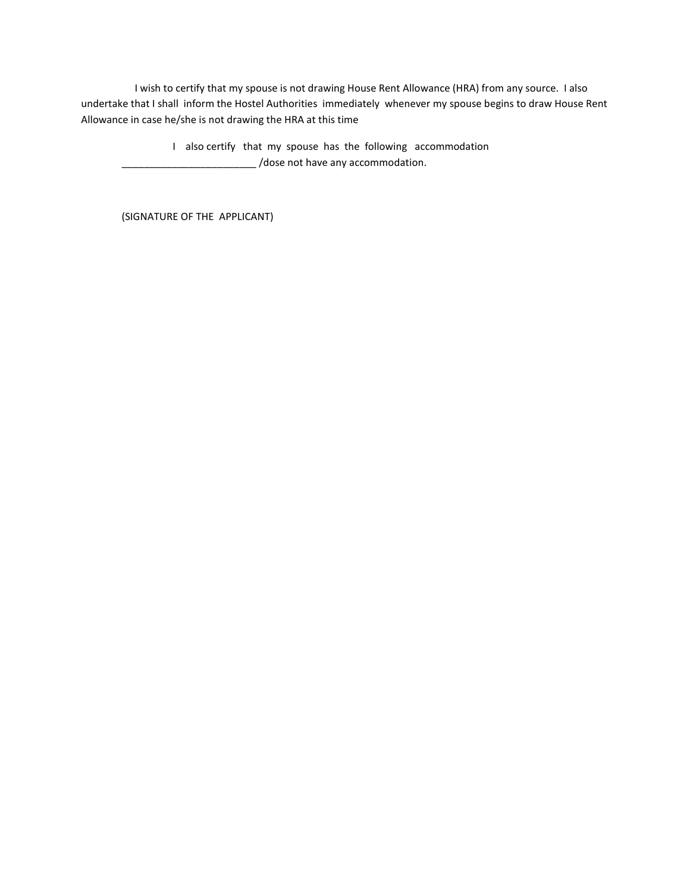I wish to certify that my spouse is not drawing House Rent Allowance (HRA) from any source. I also undertake that I shall inform the Hostel Authorities immediately whenever my spouse begins to draw House Rent Allowance in case he/she is not drawing the HRA at this time

I also certify that my spouse has the following accommodation ________________________ /dose not have any accommodation.

(SIGNATURE OF THE APPLICANT)